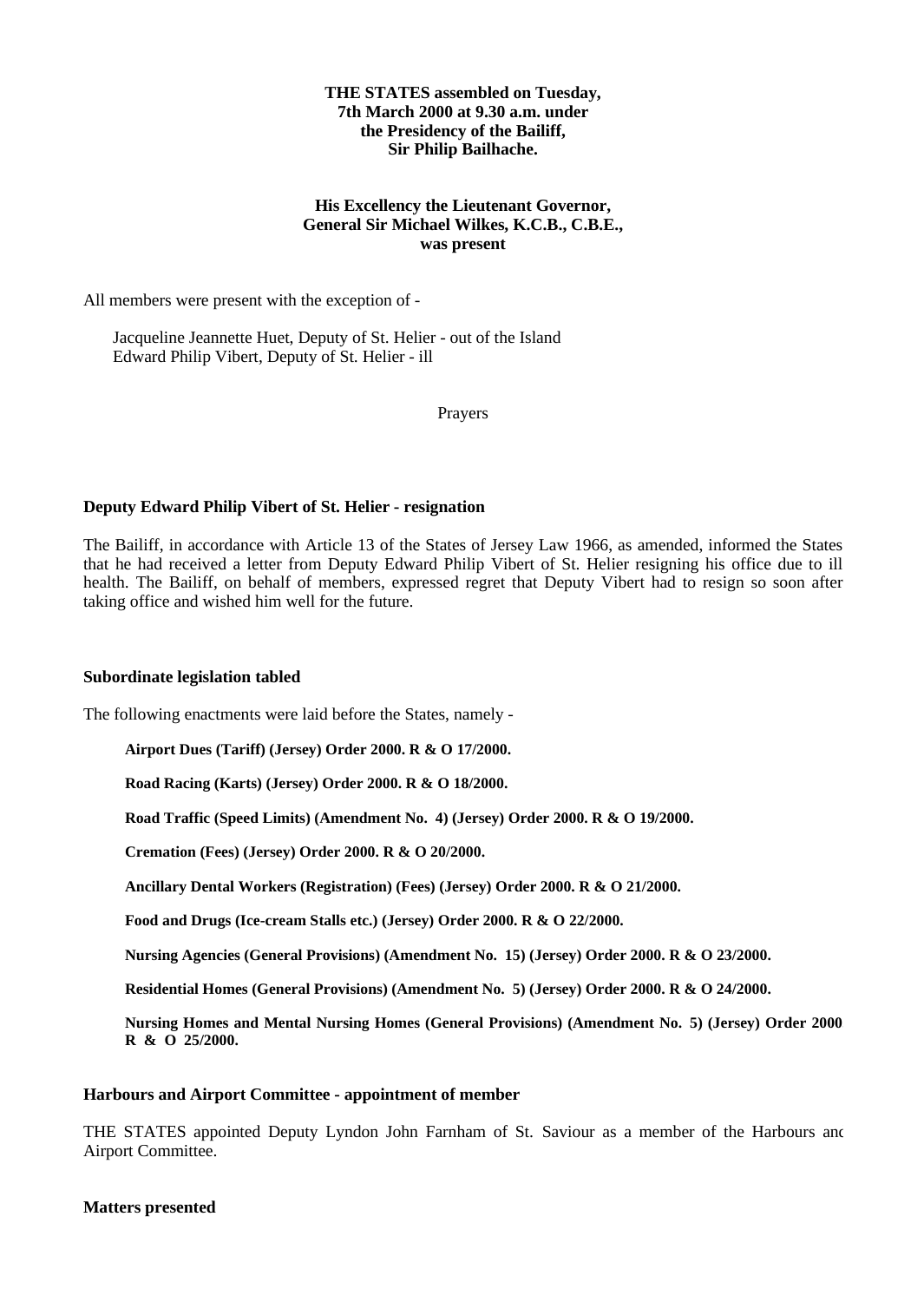**THE STATES assembled on Tuesday,
7th March 2000 at 9.30 a.m. under
the Presidency of the Bailiff,
Sir Philip Bailhache.**

**His Excellency the Lieutenant Governor,
General Sir Michael Wilkes, K.C.B., C.B.E.,
was present**

All members were present with the exception of -

Jacqueline Jeannette Huet, Deputy of St. Helier - out of the Island
Edward Philip Vibert, Deputy of St. Helier - ill

Prayers

**Deputy Edward Philip Vibert of St. Helier - resignation**

The Bailiff, in accordance with Article 13 of the States of Jersey Law 1966, as amended, informed the States that he had received a letter from Deputy Edward Philip Vibert of St. Helier resigning his office due to ill health. The Bailiff, on behalf of members, expressed regret that Deputy Vibert had to resign so soon after taking office and wished him well for the future.

**Subordinate legislation tabled**

The following enactments were laid before the States, namely -

**Airport Dues (Tariff) (Jersey) Order 2000. R & O 17/2000.**

**Road Racing (Karts) (Jersey) Order 2000. R & O 18/2000.**

**Road Traffic (Speed Limits) (Amendment No. 4) (Jersey) Order 2000. R & O 19/2000.**

**Cremation (Fees) (Jersey) Order 2000. R & O 20/2000.**

**Ancillary Dental Workers (Registration) (Fees) (Jersey) Order 2000. R & O 21/2000.**

**Food and Drugs (Ice-cream Stalls etc.) (Jersey) Order 2000. R & O 22/2000.**

**Nursing Agencies (General Provisions) (Amendment No. 15) (Jersey) Order 2000. R & O 23/2000.**

**Residential Homes (General Provisions) (Amendment No. 5) (Jersey) Order 2000. R & O 24/2000.**

**Nursing Homes and Mental Nursing Homes (General Provisions) (Amendment No. 5) (Jersey) Order 2000. R & O 25/2000.**

**Harbours and Airport Committee - appointment of member**

THE STATES appointed Deputy Lyndon John Farnham of St. Saviour as a member of the Harbours and Airport Committee.

**Matters presented**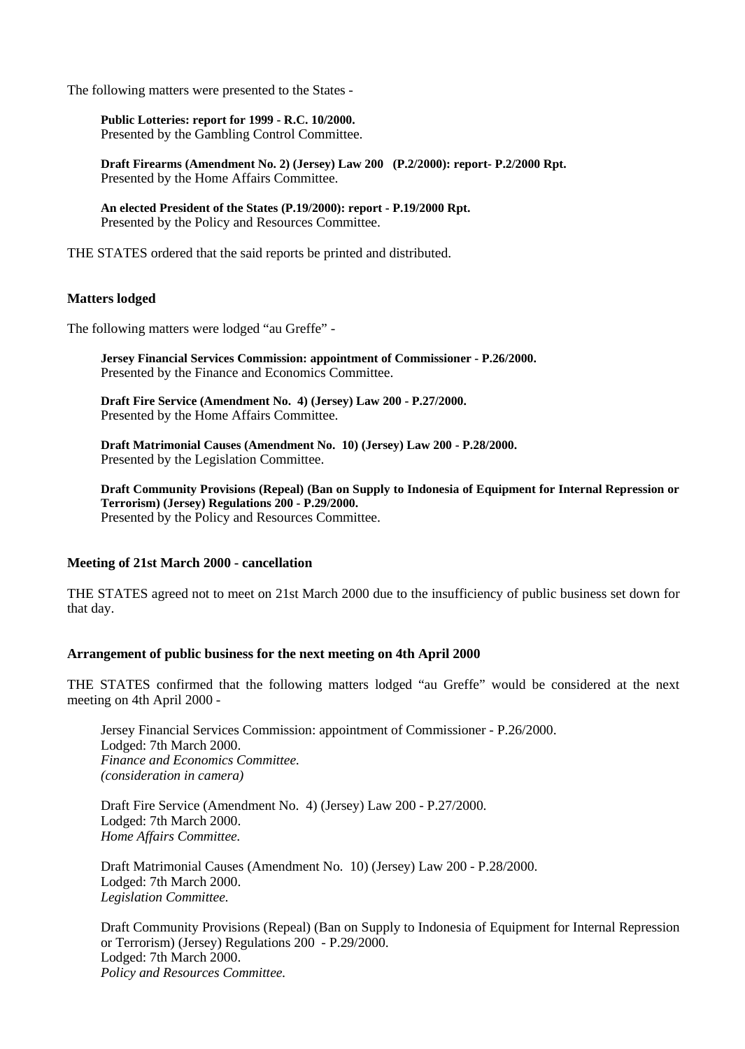The following matters were presented to the States -

**Public Lotteries: report for 1999 - R.C. 10/2000.**
Presented by the Gambling Control Committee.

**Draft Firearms (Amendment No. 2) (Jersey) Law 200 (P.2/2000): report- P.2/2000 Rpt.**
Presented by the Home Affairs Committee.

**An elected President of the States (P.19/2000): report - P.19/2000 Rpt.**
Presented by the Policy and Resources Committee.

THE STATES ordered that the said reports be printed and distributed.

### Matters lodged

The following matters were lodged "au Greffe" -

**Jersey Financial Services Commission: appointment of Commissioner - P.26/2000.**
Presented by the Finance and Economics Committee.

**Draft Fire Service (Amendment No. 4) (Jersey) Law 200 - P.27/2000.**
Presented by the Home Affairs Committee.

**Draft Matrimonial Causes (Amendment No. 10) (Jersey) Law 200 - P.28/2000.**
Presented by the Legislation Committee.

**Draft Community Provisions (Repeal) (Ban on Supply to Indonesia of Equipment for Internal Repression or Terrorism) (Jersey) Regulations 200 - P.29/2000.**
Presented by the Policy and Resources Committee.

### Meeting of 21st March 2000 - cancellation

THE STATES agreed not to meet on 21st March 2000 due to the insufficiency of public business set down for that day.

### Arrangement of public business for the next meeting on 4th April 2000

THE STATES confirmed that the following matters lodged "au Greffe" would be considered at the next meeting on 4th April 2000 -

Jersey Financial Services Commission: appointment of Commissioner - P.26/2000.
Lodged: 7th March 2000.
*Finance and Economics Committee.*
*(consideration in camera)*

Draft Fire Service (Amendment No. 4) (Jersey) Law 200 - P.27/2000.
Lodged: 7th March 2000.
*Home Affairs Committee.*

Draft Matrimonial Causes (Amendment No. 10) (Jersey) Law 200 - P.28/2000.
Lodged: 7th March 2000.
*Legislation Committee.*

Draft Community Provisions (Repeal) (Ban on Supply to Indonesia of Equipment for Internal Repression or Terrorism) (Jersey) Regulations 200 - P.29/2000.
Lodged: 7th March 2000.
*Policy and Resources Committee.*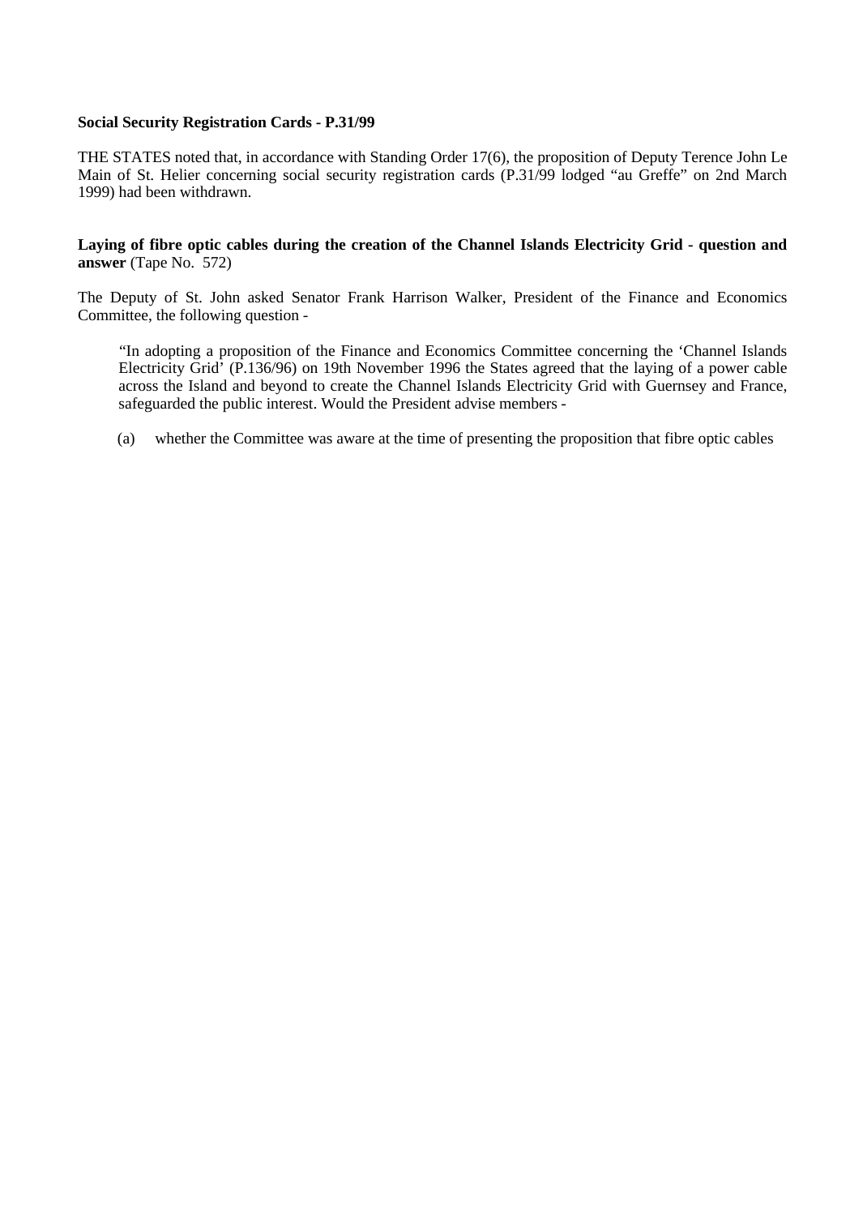**Social Security Registration Cards - P.31/99**

THE STATES noted that, in accordance with Standing Order 17(6), the proposition of Deputy Terence John Le Main of St. Helier concerning social security registration cards (P.31/99 lodged "au Greffe" on 2nd March 1999) had been withdrawn.

**Laying of fibre optic cables during the creation of the Channel Islands Electricity Grid - question and answer** (Tape No. 572)

The Deputy of St. John asked Senator Frank Harrison Walker, President of the Finance and Economics Committee, the following question -

> "In adopting a proposition of the Finance and Economics Committee concerning the 'Channel Islands Electricity Grid' (P.136/96) on 19th November 1996 the States agreed that the laying of a power cable across the Island and beyond to create the Channel Islands Electricity Grid with Guernsey and France, safeguarded the public interest. Would the President advise members -
>
> (a) whether the Committee was aware at the time of presenting the proposition that fibre optic cables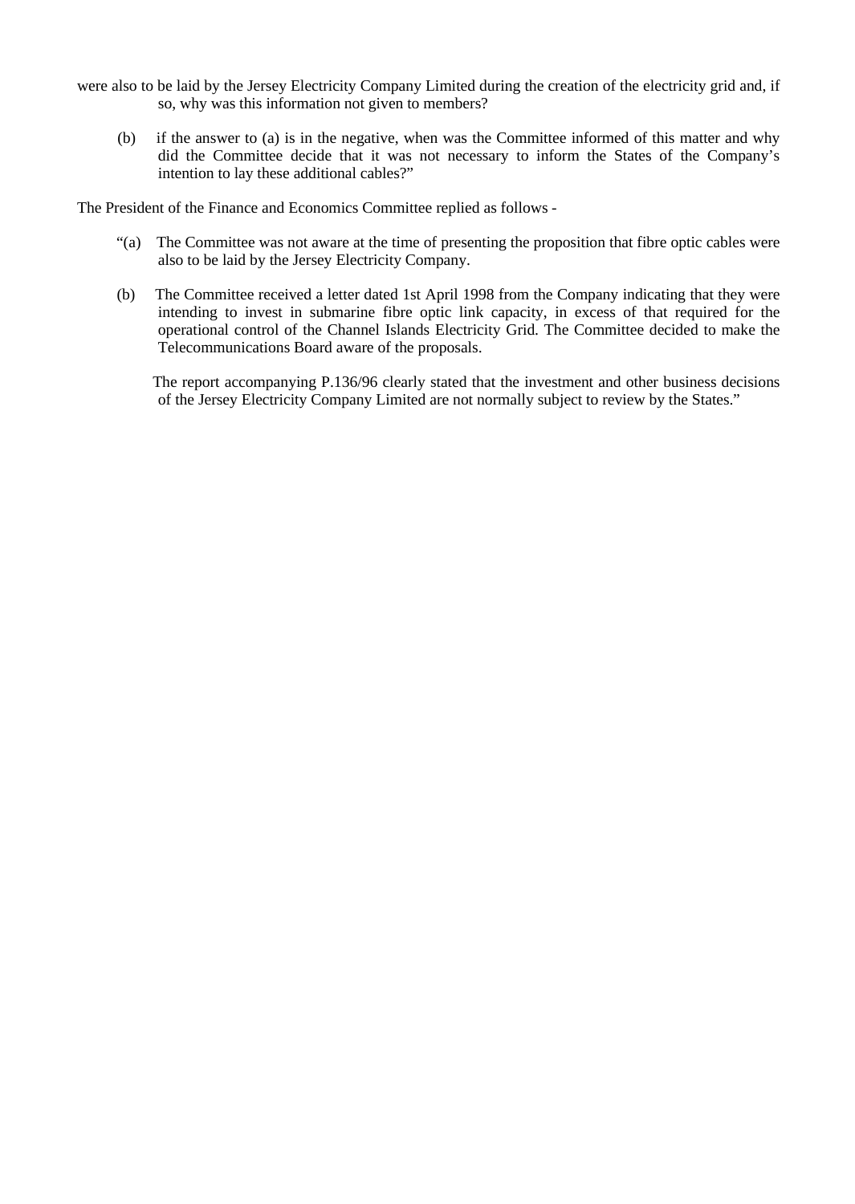were also to be laid by the Jersey Electricity Company Limited during the creation of the electricity grid and, if so, why was this information not given to members?

(b) if the answer to (a) is in the negative, when was the Committee informed of this matter and why did the Committee decide that it was not necessary to inform the States of the Company's intention to lay these additional cables?"

The President of the Finance and Economics Committee replied as follows -

"(a) The Committee was not aware at the time of presenting the proposition that fibre optic cables were also to be laid by the Jersey Electricity Company.

(b) The Committee received a letter dated 1st April 1998 from the Company indicating that they were intending to invest in submarine fibre optic link capacity, in excess of that required for the operational control of the Channel Islands Electricity Grid. The Committee decided to make the Telecommunications Board aware of the proposals.

The report accompanying P.136/96 clearly stated that the investment and other business decisions of the Jersey Electricity Company Limited are not normally subject to review by the States."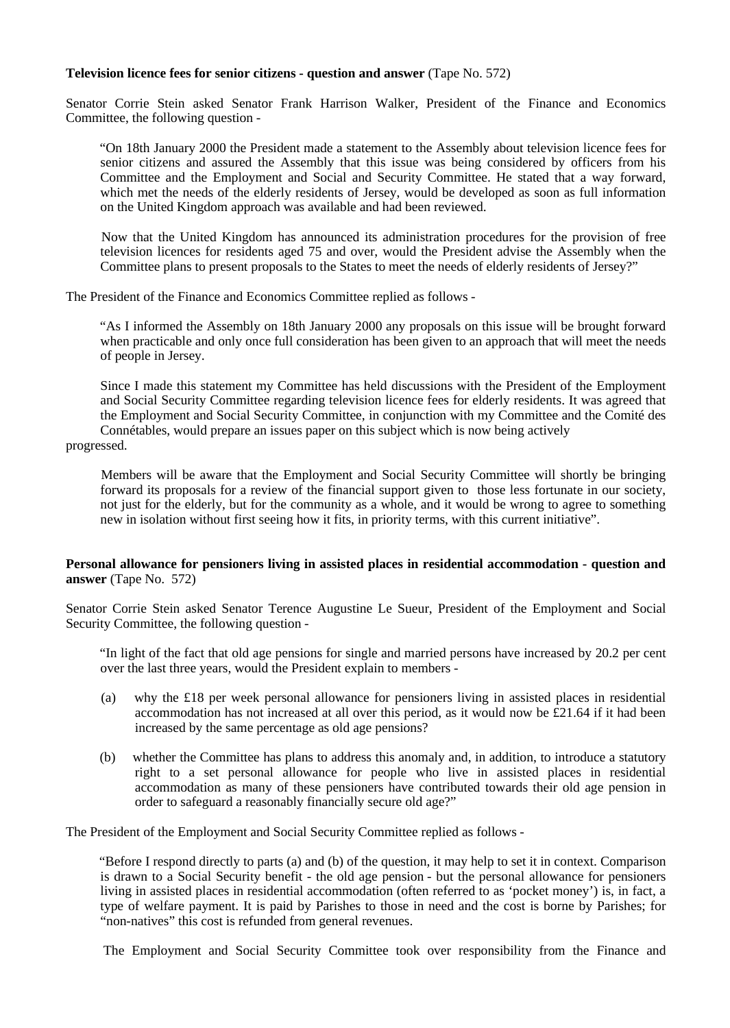**Television licence fees for senior citizens - question and answer** (Tape No. 572)

Senator Corrie Stein asked Senator Frank Harrison Walker, President of the Finance and Economics Committee, the following question -

> "On 18th January 2000 the President made a statement to the Assembly about television licence fees for senior citizens and assured the Assembly that this issue was being considered by officers from his Committee and the Employment and Social and Security Committee. He stated that a way forward, which met the needs of the elderly residents of Jersey, would be developed as soon as full information on the United Kingdom approach was available and had been reviewed.
>
> Now that the United Kingdom has announced its administration procedures for the provision of free television licences for residents aged 75 and over, would the President advise the Assembly when the Committee plans to present proposals to the States to meet the needs of elderly residents of Jersey?"

The President of the Finance and Economics Committee replied as follows -

> "As I informed the Assembly on 18th January 2000 any proposals on this issue will be brought forward when practicable and only once full consideration has been given to an approach that will meet the needs of people in Jersey.
>
> Since I made this statement my Committee has held discussions with the President of the Employment and Social Security Committee regarding television licence fees for elderly residents. It was agreed that the Employment and Social Security Committee, in conjunction with my Committee and the Comité des Connétables, would prepare an issues paper on this subject which is now being actively progressed.
>
> Members will be aware that the Employment and Social Security Committee will shortly be bringing forward its proposals for a review of the financial support given to those less fortunate in our society, not just for the elderly, but for the community as a whole, and it would be wrong to agree to something new in isolation without first seeing how it fits, in priority terms, with this current initiative".

**Personal allowance for pensioners living in assisted places in residential accommodation - question and answer** (Tape No. 572)

Senator Corrie Stein asked Senator Terence Augustine Le Sueur, President of the Employment and Social Security Committee, the following question -

> "In light of the fact that old age pensions for single and married persons have increased by 20.2 per cent over the last three years, would the President explain to members -
>
> (a) why the £18 per week personal allowance for pensioners living in assisted places in residential accommodation has not increased at all over this period, as it would now be £21.64 if it had been increased by the same percentage as old age pensions?
>
> (b) whether the Committee has plans to address this anomaly and, in addition, to introduce a statutory right to a set personal allowance for people who live in assisted places in residential accommodation as many of these pensioners have contributed towards their old age pension in order to safeguard a reasonably financially secure old age?"

The President of the Employment and Social Security Committee replied as follows -

> "Before I respond directly to parts (a) and (b) of the question, it may help to set it in context. Comparison is drawn to a Social Security benefit - the old age pension - but the personal allowance for pensioners living in assisted places in residential accommodation (often referred to as 'pocket money') is, in fact, a type of welfare payment. It is paid by Parishes to those in need and the cost is borne by Parishes; for "non-natives" this cost is refunded from general revenues.
>
> The Employment and Social Security Committee took over responsibility from the Finance and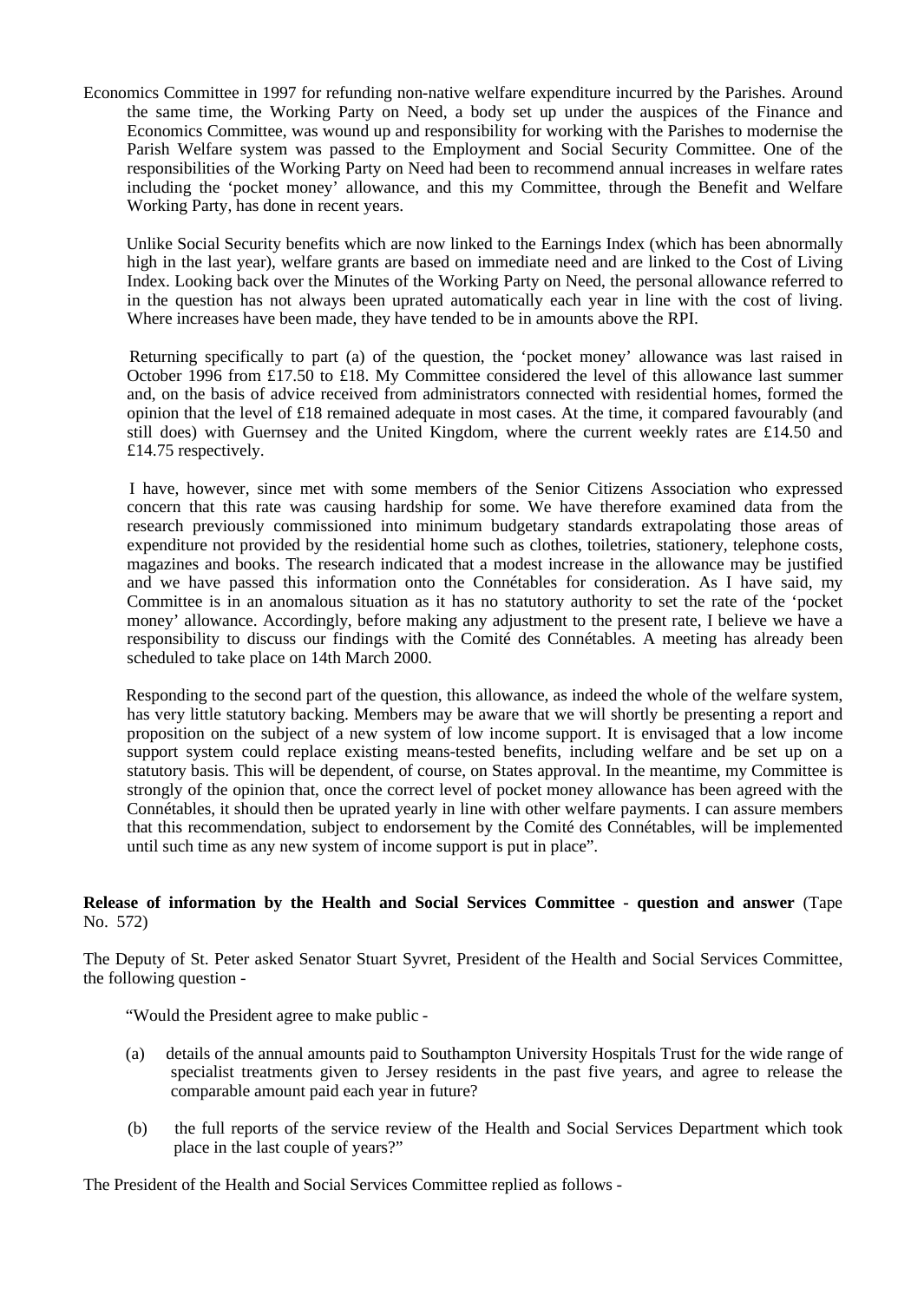Economics Committee in 1997 for refunding non-native welfare expenditure incurred by the Parishes. Around the same time, the Working Party on Need, a body set up under the auspices of the Finance and Economics Committee, was wound up and responsibility for working with the Parishes to modernise the Parish Welfare system was passed to the Employment and Social Security Committee. One of the responsibilities of the Working Party on Need had been to recommend annual increases in welfare rates including the 'pocket money' allowance, and this my Committee, through the Benefit and Welfare Working Party, has done in recent years.

Unlike Social Security benefits which are now linked to the Earnings Index (which has been abnormally high in the last year), welfare grants are based on immediate need and are linked to the Cost of Living Index. Looking back over the Minutes of the Working Party on Need, the personal allowance referred to in the question has not always been uprated automatically each year in line with the cost of living. Where increases have been made, they have tended to be in amounts above the RPI.

Returning specifically to part (a) of the question, the 'pocket money' allowance was last raised in October 1996 from £17.50 to £18. My Committee considered the level of this allowance last summer and, on the basis of advice received from administrators connected with residential homes, formed the opinion that the level of £18 remained adequate in most cases. At the time, it compared favourably (and still does) with Guernsey and the United Kingdom, where the current weekly rates are £14.50 and £14.75 respectively.

I have, however, since met with some members of the Senior Citizens Association who expressed concern that this rate was causing hardship for some. We have therefore examined data from the research previously commissioned into minimum budgetary standards extrapolating those areas of expenditure not provided by the residential home such as clothes, toiletries, stationery, telephone costs, magazines and books. The research indicated that a modest increase in the allowance may be justified and we have passed this information onto the Connétables for consideration. As I have said, my Committee is in an anomalous situation as it has no statutory authority to set the rate of the 'pocket money' allowance. Accordingly, before making any adjustment to the present rate, I believe we have a responsibility to discuss our findings with the Comité des Connétables. A meeting has already been scheduled to take place on 14th March 2000.

Responding to the second part of the question, this allowance, as indeed the whole of the welfare system, has very little statutory backing. Members may be aware that we will shortly be presenting a report and proposition on the subject of a new system of low income support. It is envisaged that a low income support system could replace existing means-tested benefits, including welfare and be set up on a statutory basis. This will be dependent, of course, on States approval. In the meantime, my Committee is strongly of the opinion that, once the correct level of pocket money allowance has been agreed with the Connétables, it should then be uprated yearly in line with other welfare payments. I can assure members that this recommendation, subject to endorsement by the Comité des Connétables, will be implemented until such time as any new system of income support is put in place".

**Release of information by the Health and Social Services Committee - question and answer** (Tape No. 572)

The Deputy of St. Peter asked Senator Stuart Syvret, President of the Health and Social Services Committee, the following question -

"Would the President agree to make public -

(a) details of the annual amounts paid to Southampton University Hospitals Trust for the wide range of specialist treatments given to Jersey residents in the past five years, and agree to release the comparable amount paid each year in future?

(b) the full reports of the service review of the Health and Social Services Department which took place in the last couple of years?"

The President of the Health and Social Services Committee replied as follows -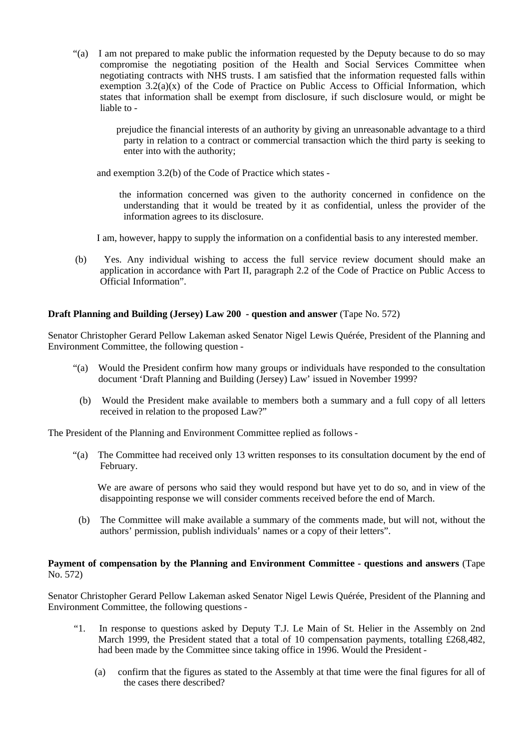"(a) I am not prepared to make public the information requested by the Deputy because to do so may compromise the negotiating position of the Health and Social Services Committee when negotiating contracts with NHS trusts. I am satisfied that the information requested falls within exemption 3.2(a)(x) of the Code of Practice on Public Access to Official Information, which states that information shall be exempt from disclosure, if such disclosure would, or might be liable to -

> prejudice the financial interests of an authority by giving an unreasonable advantage to a third party in relation to a contract or commercial transaction which the third party is seeking to enter into with the authority;

and exemption 3.2(b) of the Code of Practice which states -

> the information concerned was given to the authority concerned in confidence on the understanding that it would be treated by it as confidential, unless the provider of the information agrees to its disclosure.

I am, however, happy to supply the information on a confidential basis to any interested member.

(b) Yes. Any individual wishing to access the full service review document should make an application in accordance with Part II, paragraph 2.2 of the Code of Practice on Public Access to Official Information".

**Draft Planning and Building (Jersey) Law 200 - question and answer** (Tape No. 572)

Senator Christopher Gerard Pellow Lakeman asked Senator Nigel Lewis Quérée, President of the Planning and Environment Committee, the following question -

"(a) Would the President confirm how many groups or individuals have responded to the consultation document 'Draft Planning and Building (Jersey) Law' issued in November 1999?

(b) Would the President make available to members both a summary and a full copy of all letters received in relation to the proposed Law?"

The President of the Planning and Environment Committee replied as follows -

"(a) The Committee had received only 13 written responses to its consultation document by the end of February.

We are aware of persons who said they would respond but have yet to do so, and in view of the disappointing response we will consider comments received before the end of March.

(b) The Committee will make available a summary of the comments made, but will not, without the authors' permission, publish individuals' names or a copy of their letters".

**Payment of compensation by the Planning and Environment Committee - questions and answers** (Tape No. 572)

Senator Christopher Gerard Pellow Lakeman asked Senator Nigel Lewis Quérée, President of the Planning and Environment Committee, the following questions -

"1. In response to questions asked by Deputy T.J. Le Main of St. Helier in the Assembly on 2nd March 1999, the President stated that a total of 10 compensation payments, totalling £268,482, had been made by the Committee since taking office in 1996. Would the President -

   (a) confirm that the figures as stated to the Assembly at that time were the final figures for all of the cases there described?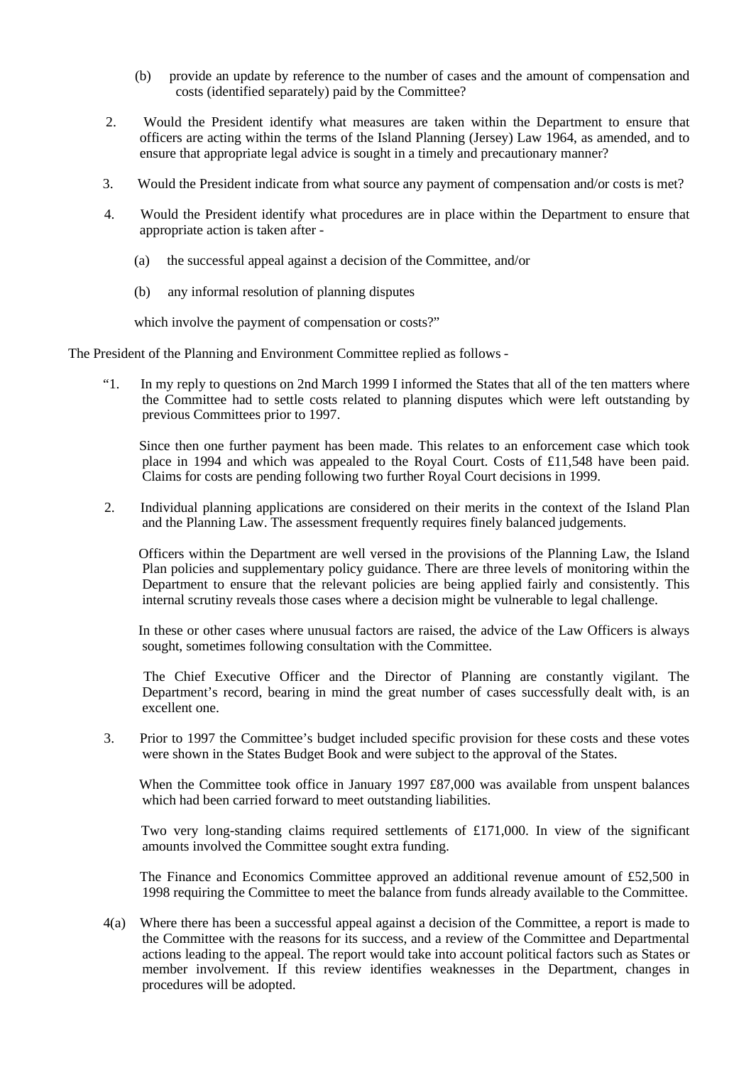(b) provide an update by reference to the number of cases and the amount of compensation and costs (identified separately) paid by the Committee?

2. Would the President identify what measures are taken within the Department to ensure that officers are acting within the terms of the Island Planning (Jersey) Law 1964, as amended, and to ensure that appropriate legal advice is sought in a timely and precautionary manner?

3. Would the President indicate from what source any payment of compensation and/or costs is met?

4. Would the President identify what procedures are in place within the Department to ensure that appropriate action is taken after -

   (a) the successful appeal against a decision of the Committee, and/or

   (b) any informal resolution of planning disputes

   which involve the payment of compensation or costs?"

The President of the Planning and Environment Committee replied as follows -

"1. In my reply to questions on 2nd March 1999 I informed the States that all of the ten matters where the Committee had to settle costs related to planning disputes which were left outstanding by previous Committees prior to 1997.

Since then one further payment has been made. This relates to an enforcement case which took place in 1994 and which was appealed to the Royal Court. Costs of £11,548 have been paid. Claims for costs are pending following two further Royal Court decisions in 1999.

2. Individual planning applications are considered on their merits in the context of the Island Plan and the Planning Law. The assessment frequently requires finely balanced judgements.

Officers within the Department are well versed in the provisions of the Planning Law, the Island Plan policies and supplementary policy guidance. There are three levels of monitoring within the Department to ensure that the relevant policies are being applied fairly and consistently. This internal scrutiny reveals those cases where a decision might be vulnerable to legal challenge.

In these or other cases where unusual factors are raised, the advice of the Law Officers is always sought, sometimes following consultation with the Committee.

The Chief Executive Officer and the Director of Planning are constantly vigilant. The Department's record, bearing in mind the great number of cases successfully dealt with, is an excellent one.

3. Prior to 1997 the Committee's budget included specific provision for these costs and these votes were shown in the States Budget Book and were subject to the approval of the States.

When the Committee took office in January 1997 £87,000 was available from unspent balances which had been carried forward to meet outstanding liabilities.

Two very long-standing claims required settlements of £171,000. In view of the significant amounts involved the Committee sought extra funding.

The Finance and Economics Committee approved an additional revenue amount of £52,500 in 1998 requiring the Committee to meet the balance from funds already available to the Committee.

4(a) Where there has been a successful appeal against a decision of the Committee, a report is made to the Committee with the reasons for its success, and a review of the Committee and Departmental actions leading to the appeal. The report would take into account political factors such as States or member involvement. If this review identifies weaknesses in the Department, changes in procedures will be adopted.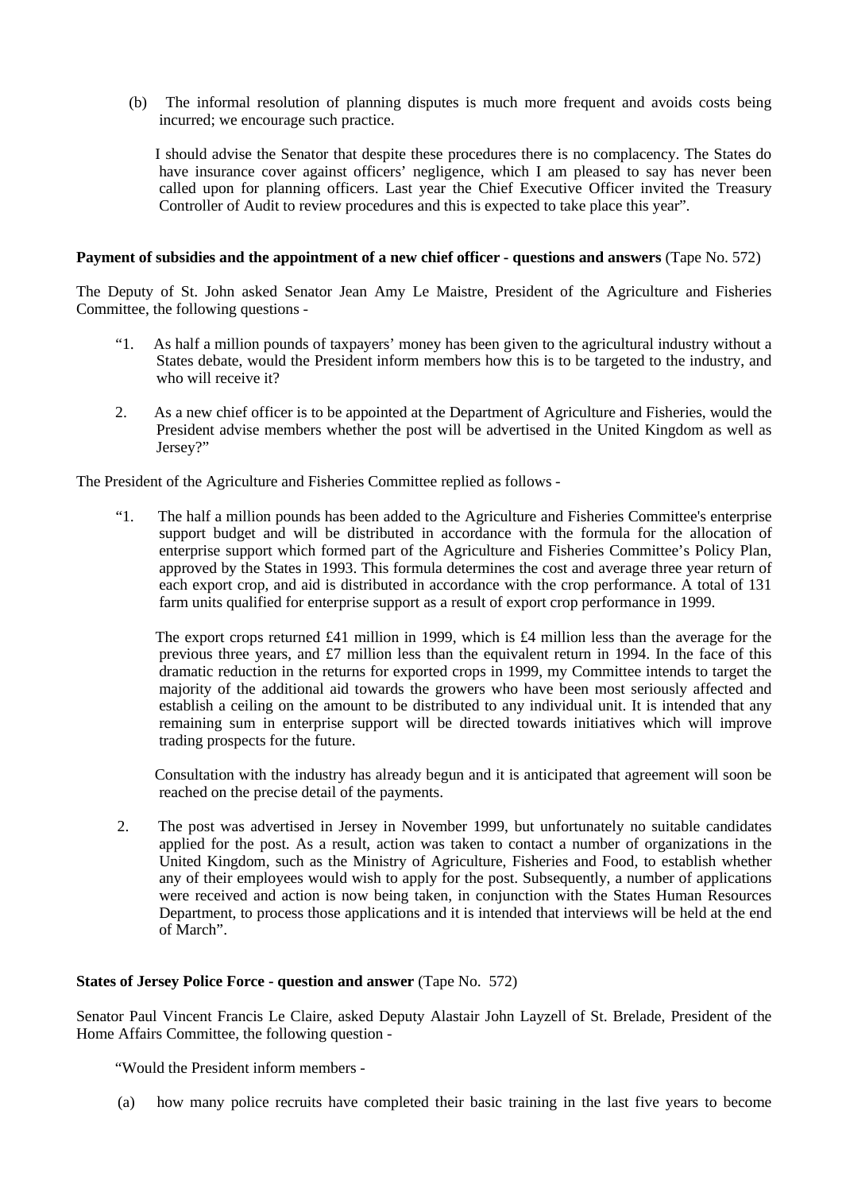(b) The informal resolution of planning disputes is much more frequent and avoids costs being incurred; we encourage such practice.

I should advise the Senator that despite these procedures there is no complacency. The States do have insurance cover against officers' negligence, which I am pleased to say has never been called upon for planning officers. Last year the Chief Executive Officer invited the Treasury Controller of Audit to review procedures and this is expected to take place this year".

**Payment of subsidies and the appointment of a new chief officer - questions and answers** (Tape No. 572)

The Deputy of St. John asked Senator Jean Amy Le Maistre, President of the Agriculture and Fisheries Committee, the following questions -

"1. As half a million pounds of taxpayers' money has been given to the agricultural industry without a States debate, would the President inform members how this is to be targeted to the industry, and who will receive it?

2. As a new chief officer is to be appointed at the Department of Agriculture and Fisheries, would the President advise members whether the post will be advertised in the United Kingdom as well as Jersey?"

The President of the Agriculture and Fisheries Committee replied as follows -

"1. The half a million pounds has been added to the Agriculture and Fisheries Committee's enterprise support budget and will be distributed in accordance with the formula for the allocation of enterprise support which formed part of the Agriculture and Fisheries Committee's Policy Plan, approved by the States in 1993. This formula determines the cost and average three year return of each export crop, and aid is distributed in accordance with the crop performance. A total of 131 farm units qualified for enterprise support as a result of export crop performance in 1999.

The export crops returned £41 million in 1999, which is £4 million less than the average for the previous three years, and £7 million less than the equivalent return in 1994. In the face of this dramatic reduction in the returns for exported crops in 1999, my Committee intends to target the majority of the additional aid towards the growers who have been most seriously affected and establish a ceiling on the amount to be distributed to any individual unit. It is intended that any remaining sum in enterprise support will be directed towards initiatives which will improve trading prospects for the future.

Consultation with the industry has already begun and it is anticipated that agreement will soon be reached on the precise detail of the payments.

2. The post was advertised in Jersey in November 1999, but unfortunately no suitable candidates applied for the post. As a result, action was taken to contact a number of organizations in the United Kingdom, such as the Ministry of Agriculture, Fisheries and Food, to establish whether any of their employees would wish to apply for the post. Subsequently, a number of applications were received and action is now being taken, in conjunction with the States Human Resources Department, to process those applications and it is intended that interviews will be held at the end of March".

**States of Jersey Police Force - question and answer** (Tape No. 572)

Senator Paul Vincent Francis Le Claire, asked Deputy Alastair John Layzell of St. Brelade, President of the Home Affairs Committee, the following question -

"Would the President inform members -

(a) how many police recruits have completed their basic training in the last five years to become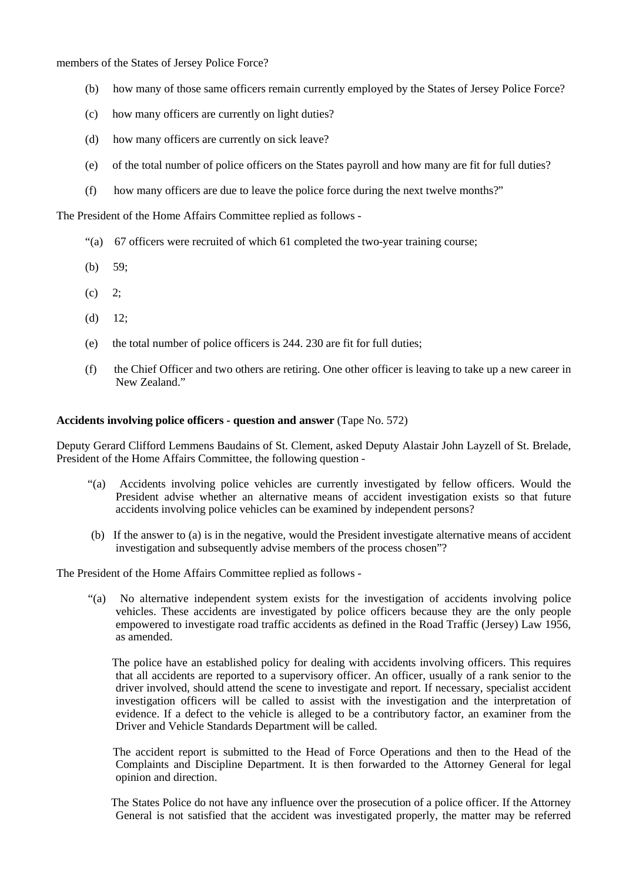members of the States of Jersey Police Force?

(b) how many of those same officers remain currently employed by the States of Jersey Police Force?

(c) how many officers are currently on light duties?

(d) how many officers are currently on sick leave?

(e) of the total number of police officers on the States payroll and how many are fit for full duties?

(f) how many officers are due to leave the police force during the next twelve months?"

The President of the Home Affairs Committee replied as follows -

"(a) 67 officers were recruited of which 61 completed the two-year training course;

(b) 59;

(c) 2;

(d) 12;

(e) the total number of police officers is 244. 230 are fit for full duties;

(f) the Chief Officer and two others are retiring. One other officer is leaving to take up a new career in New Zealand."

**Accidents involving police officers - question and answer** (Tape No. 572)

Deputy Gerard Clifford Lemmens Baudains of St. Clement, asked Deputy Alastair John Layzell of St. Brelade, President of the Home Affairs Committee, the following question -

"(a) Accidents involving police vehicles are currently investigated by fellow officers. Would the President advise whether an alternative means of accident investigation exists so that future accidents involving police vehicles can be examined by independent persons?

(b) If the answer to (a) is in the negative, would the President investigate alternative means of accident investigation and subsequently advise members of the process chosen"?

The President of the Home Affairs Committee replied as follows -

"(a) No alternative independent system exists for the investigation of accidents involving police vehicles. These accidents are investigated by police officers because they are the only people empowered to investigate road traffic accidents as defined in the Road Traffic (Jersey) Law 1956, as amended.

The police have an established policy for dealing with accidents involving officers. This requires that all accidents are reported to a supervisory officer. An officer, usually of a rank senior to the driver involved, should attend the scene to investigate and report. If necessary, specialist accident investigation officers will be called to assist with the investigation and the interpretation of evidence. If a defect to the vehicle is alleged to be a contributory factor, an examiner from the Driver and Vehicle Standards Department will be called.

The accident report is submitted to the Head of Force Operations and then to the Head of the Complaints and Discipline Department. It is then forwarded to the Attorney General for legal opinion and direction.

The States Police do not have any influence over the prosecution of a police officer. If the Attorney General is not satisfied that the accident was investigated properly, the matter may be referred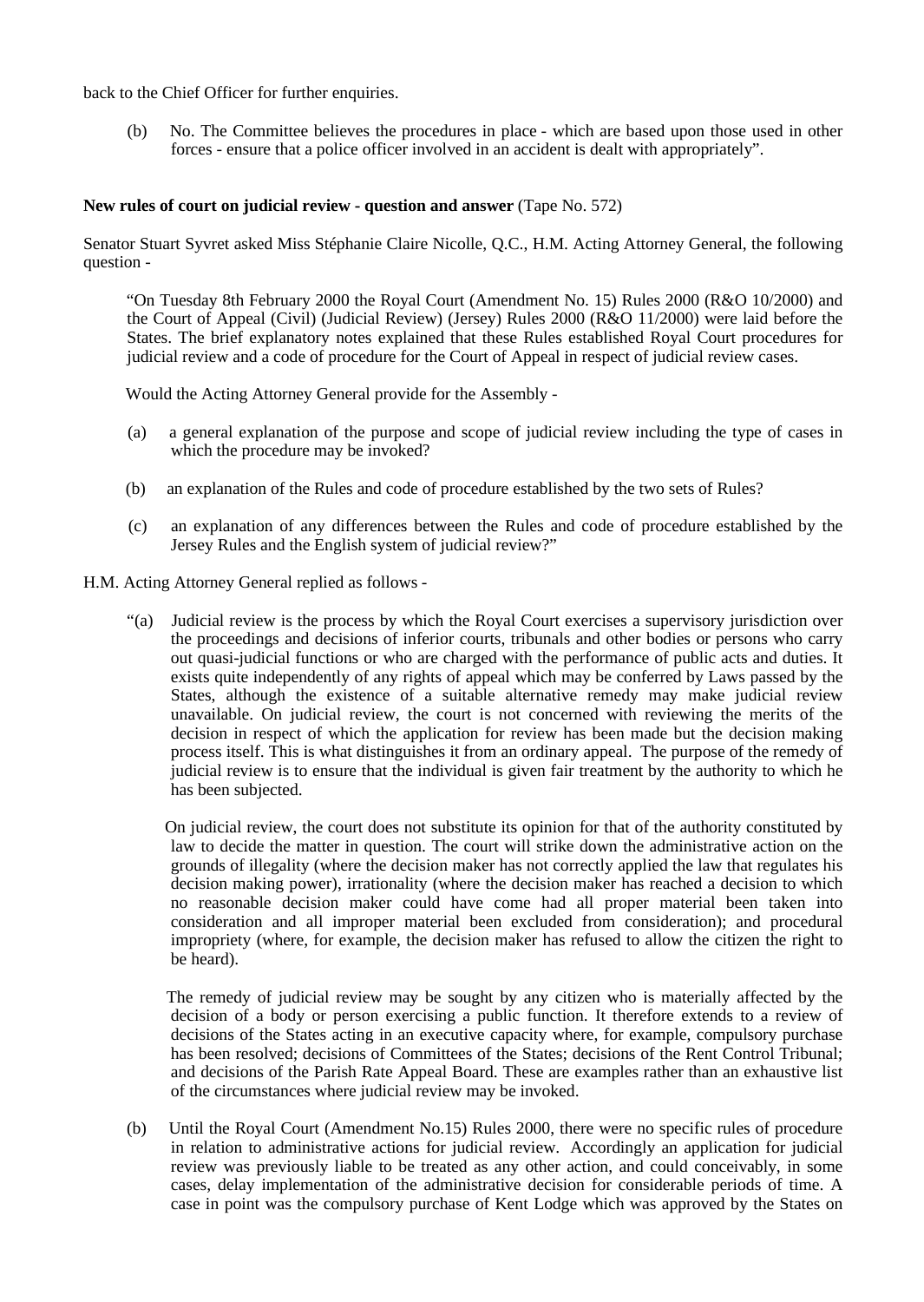back to the Chief Officer for further enquiries.

> (b) No. The Committee believes the procedures in place - which are based upon those used in other forces - ensure that a police officer involved in an accident is dealt with appropriately".

**New rules of court on judicial review - question and answer** (Tape No. 572)

Senator Stuart Syvret asked Miss Stéphanie Claire Nicolle, Q.C., H.M. Acting Attorney General, the following question -

> "On Tuesday 8th February 2000 the Royal Court (Amendment No. 15) Rules 2000 (R&O 10/2000) and the Court of Appeal (Civil) (Judicial Review) (Jersey) Rules 2000 (R&O 11/2000) were laid before the States. The brief explanatory notes explained that these Rules established Royal Court procedures for judicial review and a code of procedure for the Court of Appeal in respect of judicial review cases.
>
> Would the Acting Attorney General provide for the Assembly -
>
> (a) a general explanation of the purpose and scope of judicial review including the type of cases in which the procedure may be invoked?
>
> (b) an explanation of the Rules and code of procedure established by the two sets of Rules?
>
> (c) an explanation of any differences between the Rules and code of procedure established by the Jersey Rules and the English system of judicial review?"

H.M. Acting Attorney General replied as follows -

> "(a) Judicial review is the process by which the Royal Court exercises a supervisory jurisdiction over the proceedings and decisions of inferior courts, tribunals and other bodies or persons who carry out quasi-judicial functions or who are charged with the performance of public acts and duties. It exists quite independently of any rights of appeal which may be conferred by Laws passed by the States, although the existence of a suitable alternative remedy may make judicial review unavailable. On judicial review, the court is not concerned with reviewing the merits of the decision in respect of which the application for review has been made but the decision making process itself. This is what distinguishes it from an ordinary appeal. The purpose of the remedy of judicial review is to ensure that the individual is given fair treatment by the authority to which he has been subjected.
>
> On judicial review, the court does not substitute its opinion for that of the authority constituted by law to decide the matter in question. The court will strike down the administrative action on the grounds of illegality (where the decision maker has not correctly applied the law that regulates his decision making power), irrationality (where the decision maker has reached a decision to which no reasonable decision maker could have come had all proper material been taken into consideration and all improper material been excluded from consideration); and procedural impropriety (where, for example, the decision maker has refused to allow the citizen the right to be heard).
>
> The remedy of judicial review may be sought by any citizen who is materially affected by the decision of a body or person exercising a public function. It therefore extends to a review of decisions of the States acting in an executive capacity where, for example, compulsory purchase has been resolved; decisions of Committees of the States; decisions of the Rent Control Tribunal; and decisions of the Parish Rate Appeal Board. These are examples rather than an exhaustive list of the circumstances where judicial review may be invoked.
>
> (b) Until the Royal Court (Amendment No.15) Rules 2000, there were no specific rules of procedure in relation to administrative actions for judicial review. Accordingly an application for judicial review was previously liable to be treated as any other action, and could conceivably, in some cases, delay implementation of the administrative decision for considerable periods of time. A case in point was the compulsory purchase of Kent Lodge which was approved by the States on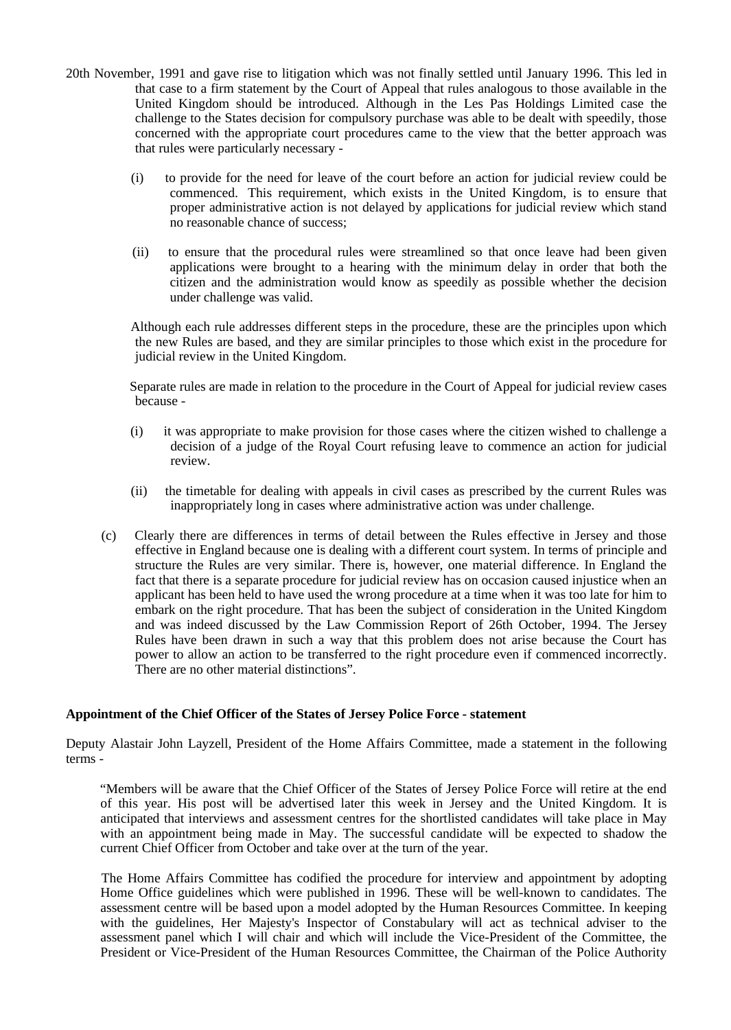20th November, 1991 and gave rise to litigation which was not finally settled until January 1996. This led in that case to a firm statement by the Court of Appeal that rules analogous to those available in the United Kingdom should be introduced. Although in the Les Pas Holdings Limited case the challenge to the States decision for compulsory purchase was able to be dealt with speedily, those concerned with the appropriate court procedures came to the view that the better approach was that rules were particularly necessary -

(i) to provide for the need for leave of the court before an action for judicial review could be commenced. This requirement, which exists in the United Kingdom, is to ensure that proper administrative action is not delayed by applications for judicial review which stand no reasonable chance of success;

(ii) to ensure that the procedural rules were streamlined so that once leave had been given applications were brought to a hearing with the minimum delay in order that both the citizen and the administration would know as speedily as possible whether the decision under challenge was valid.

Although each rule addresses different steps in the procedure, these are the principles upon which the new Rules are based, and they are similar principles to those which exist in the procedure for judicial review in the United Kingdom.

Separate rules are made in relation to the procedure in the Court of Appeal for judicial review cases because -

(i) it was appropriate to make provision for those cases where the citizen wished to challenge a decision of a judge of the Royal Court refusing leave to commence an action for judicial review.

(ii) the timetable for dealing with appeals in civil cases as prescribed by the current Rules was inappropriately long in cases where administrative action was under challenge.

(c) Clearly there are differences in terms of detail between the Rules effective in Jersey and those effective in England because one is dealing with a different court system. In terms of principle and structure the Rules are very similar. There is, however, one material difference. In England the fact that there is a separate procedure for judicial review has on occasion caused injustice when an applicant has been held to have used the wrong procedure at a time when it was too late for him to embark on the right procedure. That has been the subject of consideration in the United Kingdom and was indeed discussed by the Law Commission Report of 26th October, 1994. The Jersey Rules have been drawn in such a way that this problem does not arise because the Court has power to allow an action to be transferred to the right procedure even if commenced incorrectly. There are no other material distinctions".

**Appointment of the Chief Officer of the States of Jersey Police Force - statement**

Deputy Alastair John Layzell, President of the Home Affairs Committee, made a statement in the following terms -

"Members will be aware that the Chief Officer of the States of Jersey Police Force will retire at the end of this year. His post will be advertised later this week in Jersey and the United Kingdom. It is anticipated that interviews and assessment centres for the shortlisted candidates will take place in May with an appointment being made in May. The successful candidate will be expected to shadow the current Chief Officer from October and take over at the turn of the year.

The Home Affairs Committee has codified the procedure for interview and appointment by adopting Home Office guidelines which were published in 1996. These will be well-known to candidates. The assessment centre will be based upon a model adopted by the Human Resources Committee. In keeping with the guidelines, Her Majesty's Inspector of Constabulary will act as technical adviser to the assessment panel which I will chair and which will include the Vice-President of the Committee, the President or Vice-President of the Human Resources Committee, the Chairman of the Police Authority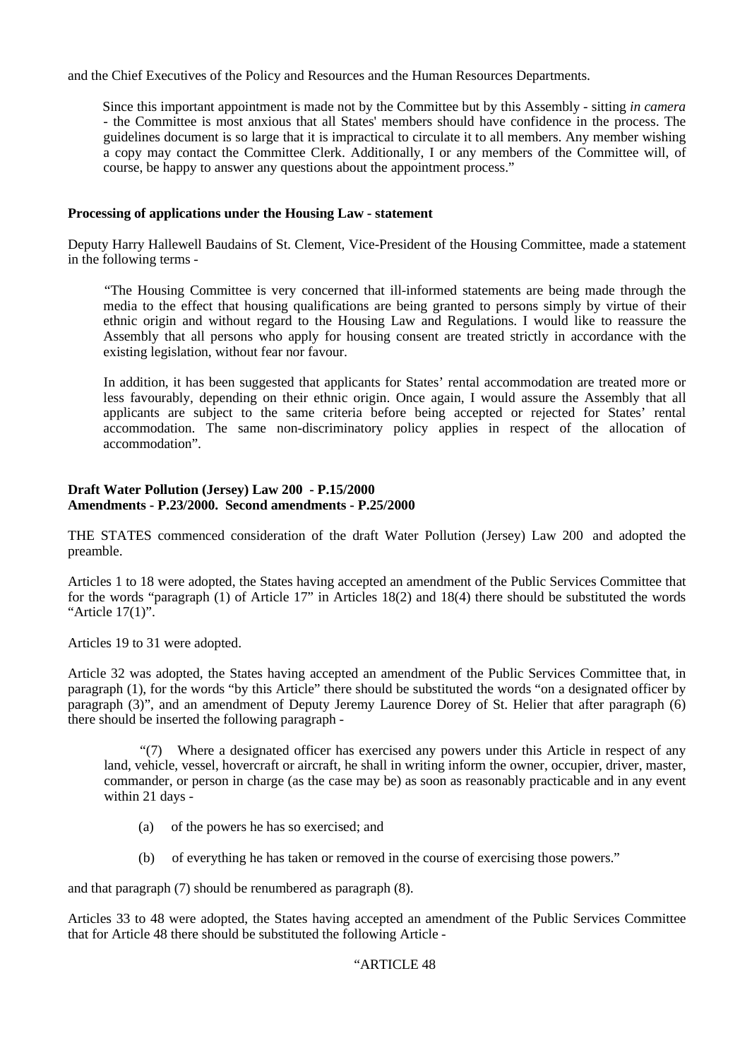and the Chief Executives of the Policy and Resources and the Human Resources Departments.

> Since this important appointment is made not by the Committee but by this Assembly - sitting *in camera* - the Committee is most anxious that all States' members should have confidence in the process. The guidelines document is so large that it is impractical to circulate it to all members. Any member wishing a copy may contact the Committee Clerk. Additionally, I or any members of the Committee will, of course, be happy to answer any questions about the appointment process."

**Processing of applications under the Housing Law - statement**

Deputy Harry Hallewell Baudains of St. Clement, Vice-President of the Housing Committee, made a statement in the following terms -

> "The Housing Committee is very concerned that ill-informed statements are being made through the media to the effect that housing qualifications are being granted to persons simply by virtue of their ethnic origin and without regard to the Housing Law and Regulations. I would like to reassure the Assembly that all persons who apply for housing consent are treated strictly in accordance with the existing legislation, without fear nor favour.
>
> In addition, it has been suggested that applicants for States' rental accommodation are treated more or less favourably, depending on their ethnic origin. Once again, I would assure the Assembly that all applicants are subject to the same criteria before being accepted or rejected for States' rental accommodation. The same non-discriminatory policy applies in respect of the allocation of accommodation".

**Draft Water Pollution (Jersey) Law 200 - P.15/2000**
**Amendments - P.23/2000. Second amendments - P.25/2000**

THE STATES commenced consideration of the draft Water Pollution (Jersey) Law 200 and adopted the preamble.

Articles 1 to 18 were adopted, the States having accepted an amendment of the Public Services Committee that for the words "paragraph (1) of Article 17" in Articles 18(2) and 18(4) there should be substituted the words "Article 17(1)".

Articles 19 to 31 were adopted.

Article 32 was adopted, the States having accepted an amendment of the Public Services Committee that, in paragraph (1), for the words "by this Article" there should be substituted the words "on a designated officer by paragraph (3)", and an amendment of Deputy Jeremy Laurence Dorey of St. Helier that after paragraph (6) there should be inserted the following paragraph -

> "(7) Where a designated officer has exercised any powers under this Article in respect of any land, vehicle, vessel, hovercraft or aircraft, he shall in writing inform the owner, occupier, driver, master, commander, or person in charge (as the case may be) as soon as reasonably practicable and in any event within 21 days -
>
> (a) of the powers he has so exercised; and
>
> (b) of everything he has taken or removed in the course of exercising those powers."

and that paragraph (7) should be renumbered as paragraph (8).

Articles 33 to 48 were adopted, the States having accepted an amendment of the Public Services Committee that for Article 48 there should be substituted the following Article -

"ARTICLE 48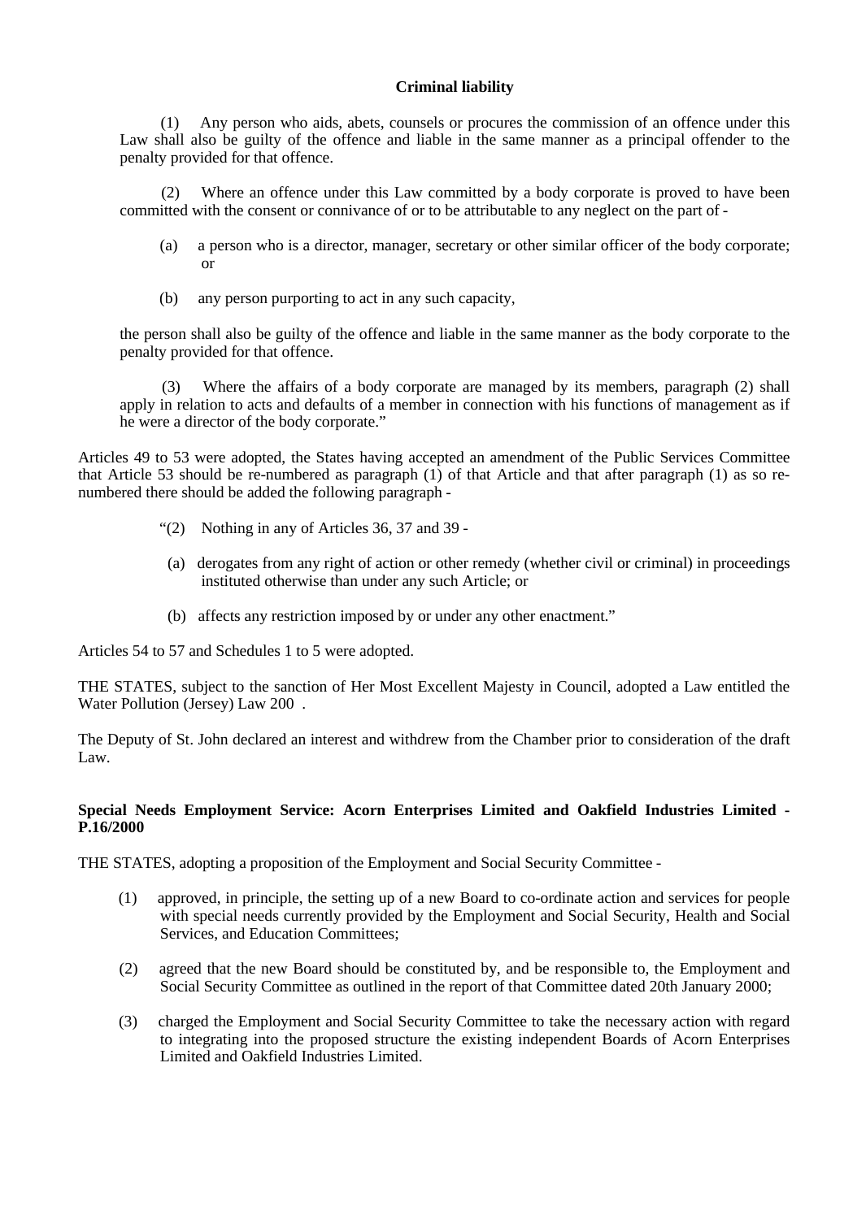**Criminal liability**

(1) Any person who aids, abets, counsels or procures the commission of an offence under this Law shall also be guilty of the offence and liable in the same manner as a principal offender to the penalty provided for that offence.

(2) Where an offence under this Law committed by a body corporate is proved to have been committed with the consent or connivance of or to be attributable to any neglect on the part of -

(a) a person who is a director, manager, secretary or other similar officer of the body corporate; or

(b) any person purporting to act in any such capacity,

the person shall also be guilty of the offence and liable in the same manner as the body corporate to the penalty provided for that offence.

(3) Where the affairs of a body corporate are managed by its members, paragraph (2) shall apply in relation to acts and defaults of a member in connection with his functions of management as if he were a director of the body corporate."

Articles 49 to 53 were adopted, the States having accepted an amendment of the Public Services Committee that Article 53 should be re-numbered as paragraph (1) of that Article and that after paragraph (1) as so re-numbered there should be added the following paragraph -

"(2) Nothing in any of Articles 36, 37 and 39 -

(a) derogates from any right of action or other remedy (whether civil or criminal) in proceedings instituted otherwise than under any such Article; or

(b) affects any restriction imposed by or under any other enactment."

Articles 54 to 57 and Schedules 1 to 5 were adopted.

THE STATES, subject to the sanction of Her Most Excellent Majesty in Council, adopted a Law entitled the Water Pollution (Jersey) Law 200 .

The Deputy of St. John declared an interest and withdrew from the Chamber prior to consideration of the draft Law.

**Special Needs Employment Service: Acorn Enterprises Limited and Oakfield Industries Limited - P.16/2000**

THE STATES, adopting a proposition of the Employment and Social Security Committee -

(1) approved, in principle, the setting up of a new Board to co-ordinate action and services for people with special needs currently provided by the Employment and Social Security, Health and Social Services, and Education Committees;

(2) agreed that the new Board should be constituted by, and be responsible to, the Employment and Social Security Committee as outlined in the report of that Committee dated 20th January 2000;

(3) charged the Employment and Social Security Committee to take the necessary action with regard to integrating into the proposed structure the existing independent Boards of Acorn Enterprises Limited and Oakfield Industries Limited.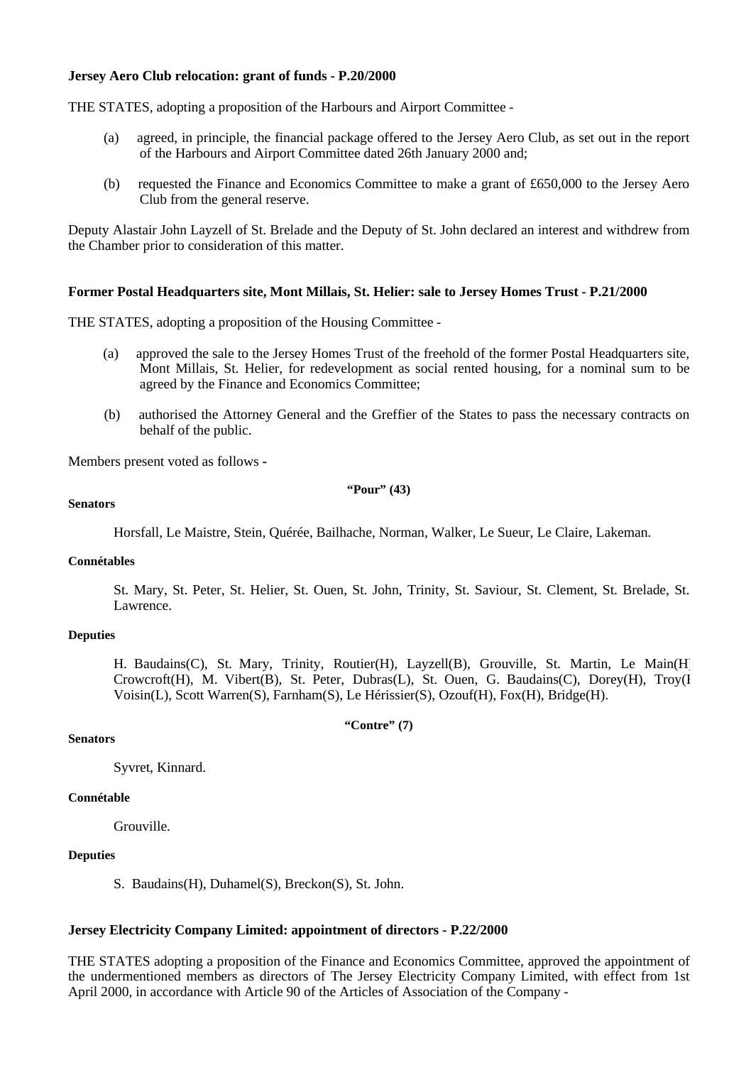**Jersey Aero Club relocation: grant of funds - P.20/2000**

THE STATES, adopting a proposition of the Harbours and Airport Committee -

(a) agreed, in principle, the financial package offered to the Jersey Aero Club, as set out in the report of the Harbours and Airport Committee dated 26th January 2000 and;

(b) requested the Finance and Economics Committee to make a grant of £650,000 to the Jersey Aero Club from the general reserve.

Deputy Alastair John Layzell of St. Brelade and the Deputy of St. John declared an interest and withdrew from the Chamber prior to consideration of this matter.

**Former Postal Headquarters site, Mont Millais, St. Helier: sale to Jersey Homes Trust - P.21/2000**

THE STATES, adopting a proposition of the Housing Committee -

(a) approved the sale to the Jersey Homes Trust of the freehold of the former Postal Headquarters site, Mont Millais, St. Helier, for redevelopment as social rented housing, for a nominal sum to be agreed by the Finance and Economics Committee;

(b) authorised the Attorney General and the Greffier of the States to pass the necessary contracts on behalf of the public.

Members present voted as follows -

**"Pour" (43)**

**Senators**

Horsfall, Le Maistre, Stein, Quérée, Bailhache, Norman, Walker, Le Sueur, Le Claire, Lakeman.

**Connétables**

St. Mary, St. Peter, St. Helier, St. Ouen, St. John, Trinity, St. Saviour, St. Clement, St. Brelade, St. Lawrence.

**Deputies**

H. Baudains(C), St. Mary, Trinity, Routier(H), Layzell(B), Grouville, St. Martin, Le Main(H), Crowcroft(H), M. Vibert(B), St. Peter, Dubras(L), St. Ouen, G. Baudains(C), Dorey(H), Troy(B), Voisin(L), Scott Warren(S), Farnham(S), Le Hérissier(S), Ozouf(H), Fox(H), Bridge(H).

**"Contre" (7)**

**Senators**

Syvret, Kinnard.

**Connétable**

Grouville.

**Deputies**

S. Baudains(H), Duhamel(S), Breckon(S), St. John.

**Jersey Electricity Company Limited: appointment of directors - P.22/2000**

THE STATES adopting a proposition of the Finance and Economics Committee, approved the appointment of the undermentioned members as directors of The Jersey Electricity Company Limited, with effect from 1st April 2000, in accordance with Article 90 of the Articles of Association of the Company -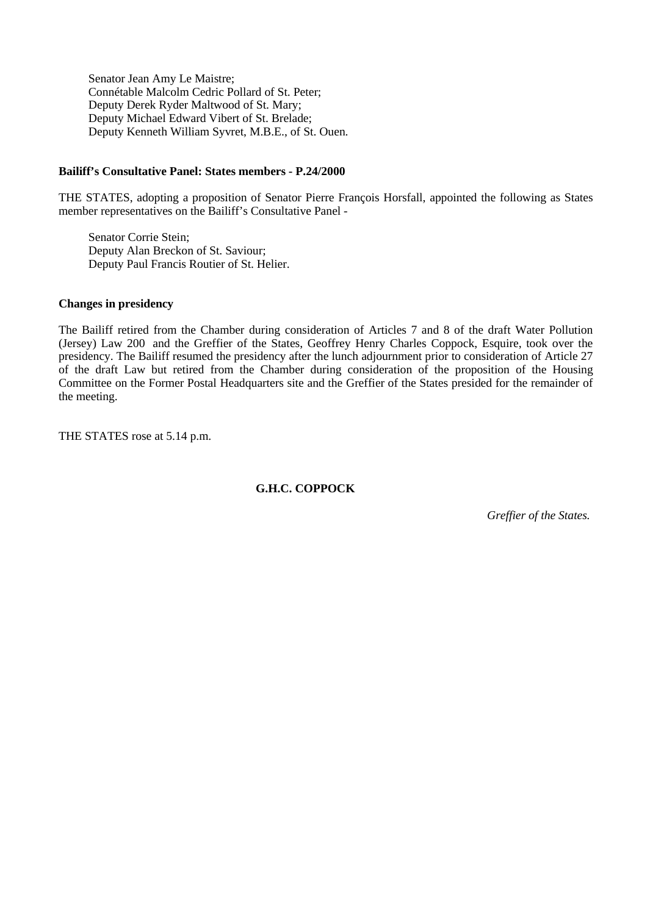Senator Jean Amy Le Maistre;
Connétable Malcolm Cedric Pollard of St. Peter;
Deputy Derek Ryder Maltwood of St. Mary;
Deputy Michael Edward Vibert of St. Brelade;
Deputy Kenneth William Syvret, M.B.E., of St. Ouen.

**Bailiff's Consultative Panel: States members - P.24/2000**

THE STATES, adopting a proposition of Senator Pierre François Horsfall, appointed the following as States member representatives on the Bailiff's Consultative Panel -

Senator Corrie Stein;
Deputy Alan Breckon of St. Saviour;
Deputy Paul Francis Routier of St. Helier.

**Changes in presidency**

The Bailiff retired from the Chamber during consideration of Articles 7 and 8 of the draft Water Pollution (Jersey) Law 200  and the Greffier of the States, Geoffrey Henry Charles Coppock, Esquire, took over the presidency. The Bailiff resumed the presidency after the lunch adjournment prior to consideration of Article 27 of the draft Law but retired from the Chamber during consideration of the proposition of the Housing Committee on the Former Postal Headquarters site and the Greffier of the States presided for the remainder of the meeting.

THE STATES rose at 5.14 p.m.

**G.H.C. COPPOCK**

*Greffier of the States.*